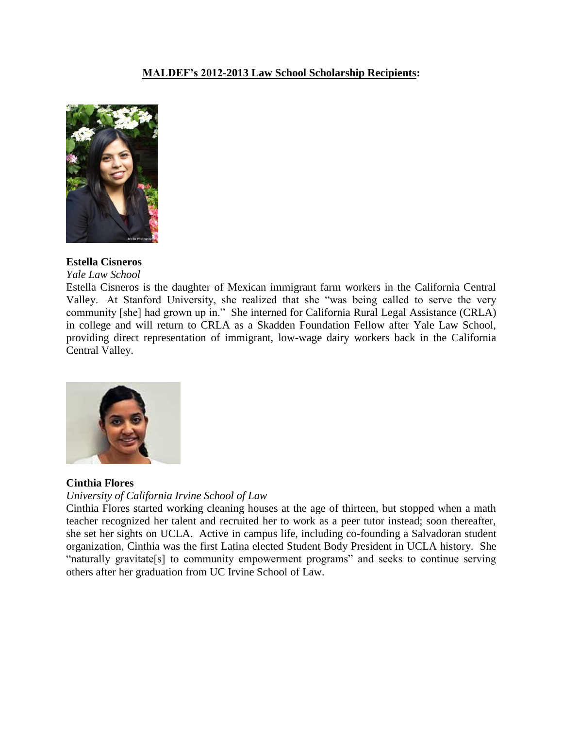**MALDEF's 2012-2013 Law School Scholarship Recipients:**

**Estella Cisneros**

*Yale Law School*

Estella Cisneros is the daughter of Mexican immigrant farm workers in the California Central Valley. At Stanford University, she realized that she "was being called to serve the very community [she] had grown up in." She interned for California Rural Legal Assistance (CRLA) in college and will return to CRLA as a Skadden Foundation Fellow after Yale Law School, providing direct representation of immigrant, low-wage dairy workers back in the California Central Valley.

**Cinthia Flores**

*University of California Irvine School of Law*

Cinthia Flores started working cleaning houses at the age of thirteen, but stopped when a math teacher recognized her talent and recruited her to work as a peer tutor instead; soon thereafter, she set her sights on UCLA. Active in campus life, including co-founding a Salvadoran student organization, Cinthia was the first Latina elected Student Body President in UCLA history. She "naturally gravitate[s] to community empowerment programs" and seeks to continue serving others after her graduation from UC Irvine School of Law.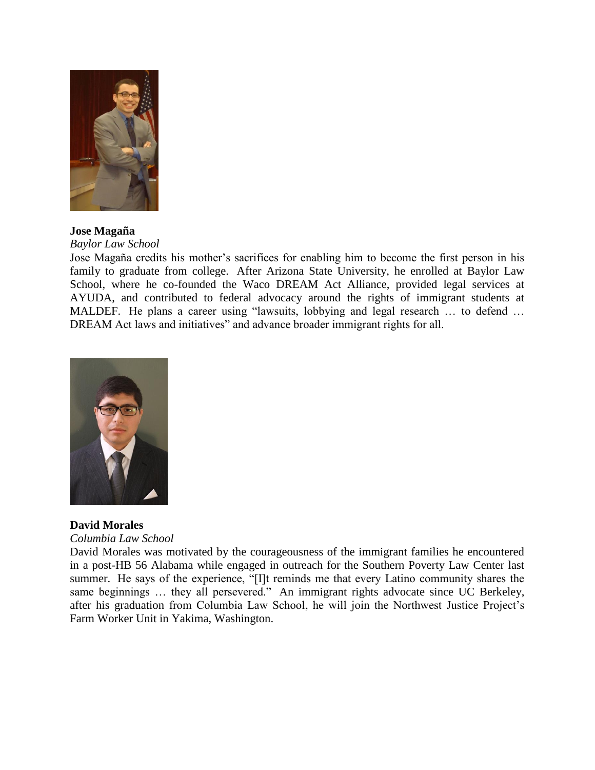**Jose Magaña**

*Baylor Law School*

Jose Magaña credits his mother's sacrifices for enabling him to become the first person in his family to graduate from college. After Arizona State University, he enrolled at Baylor Law School, where he co-founded the Waco DREAM Act Alliance, provided legal services at AYUDA, and contributed to federal advocacy around the rights of immigrant students at MALDEF. He plans a career using "lawsuits, lobbying and legal research … to defend … DREAM Act laws and initiatives" and advance broader immigrant rights for all.

**David Morales**

*Columbia Law School*

David Morales was motivated by the courageousness of the immigrant families he encountered in a post-HB 56 Alabama while engaged in outreach for the Southern Poverty Law Center last summer. He says of the experience, "[I]t reminds me that every Latino community shares the same beginnings … they all persevered." An immigrant rights advocate since UC Berkeley, after his graduation from Columbia Law School, he will join the Northwest Justice Project's Farm Worker Unit in Yakima, Washington.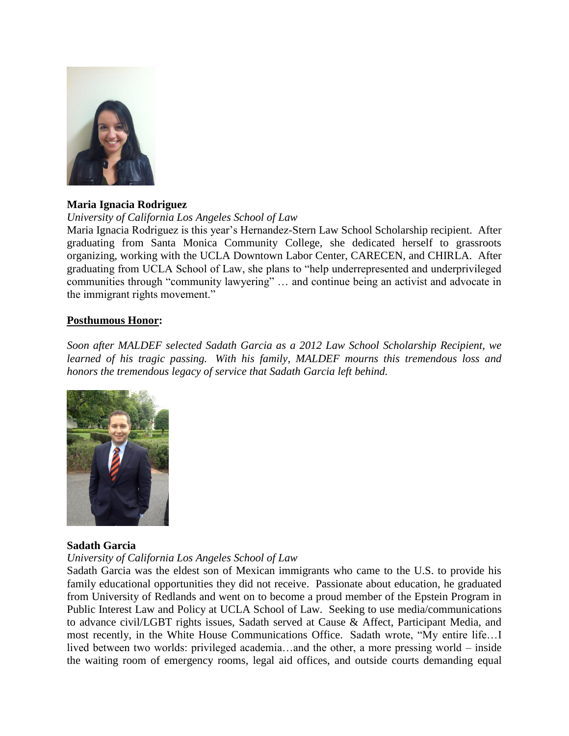**Maria Ignacia Rodriguez**

*University of California Los Angeles School of Law*

Maria Ignacia Rodriguez is this year's Hernandez-Stern Law School Scholarship recipient. After graduating from Santa Monica Community College, she dedicated herself to grassroots organizing, working with the UCLA Downtown Labor Center, CARECEN, and CHIRLA. After graduating from UCLA School of Law, she plans to "help underrepresented and underprivileged communities through "community lawyering" … and continue being an activist and advocate in the immigrant rights movement."

**Posthumous Honor:**

*Soon after MALDEF selected Sadath Garcia as a 2012 Law School Scholarship Recipient, we learned of his tragic passing. With his family, MALDEF mourns this tremendous loss and honors the tremendous legacy of service that Sadath Garcia left behind.*

**Sadath Garcia**

*University of California Los Angeles School of Law*

Sadath Garcia was the eldest son of Mexican immigrants who came to the U.S. to provide his family educational opportunities they did not receive. Passionate about education, he graduated from University of Redlands and went on to become a proud member of the Epstein Program in Public Interest Law and Policy at UCLA School of Law. Seeking to use media/communications to advance civil/LGBT rights issues, Sadath served at Cause & Affect, Participant Media, and most recently, in the White House Communications Office. Sadath wrote, "My entire life…I lived between two worlds: privileged academia…and the other, a more pressing world – inside the waiting room of emergency rooms, legal aid offices, and outside courts demanding equal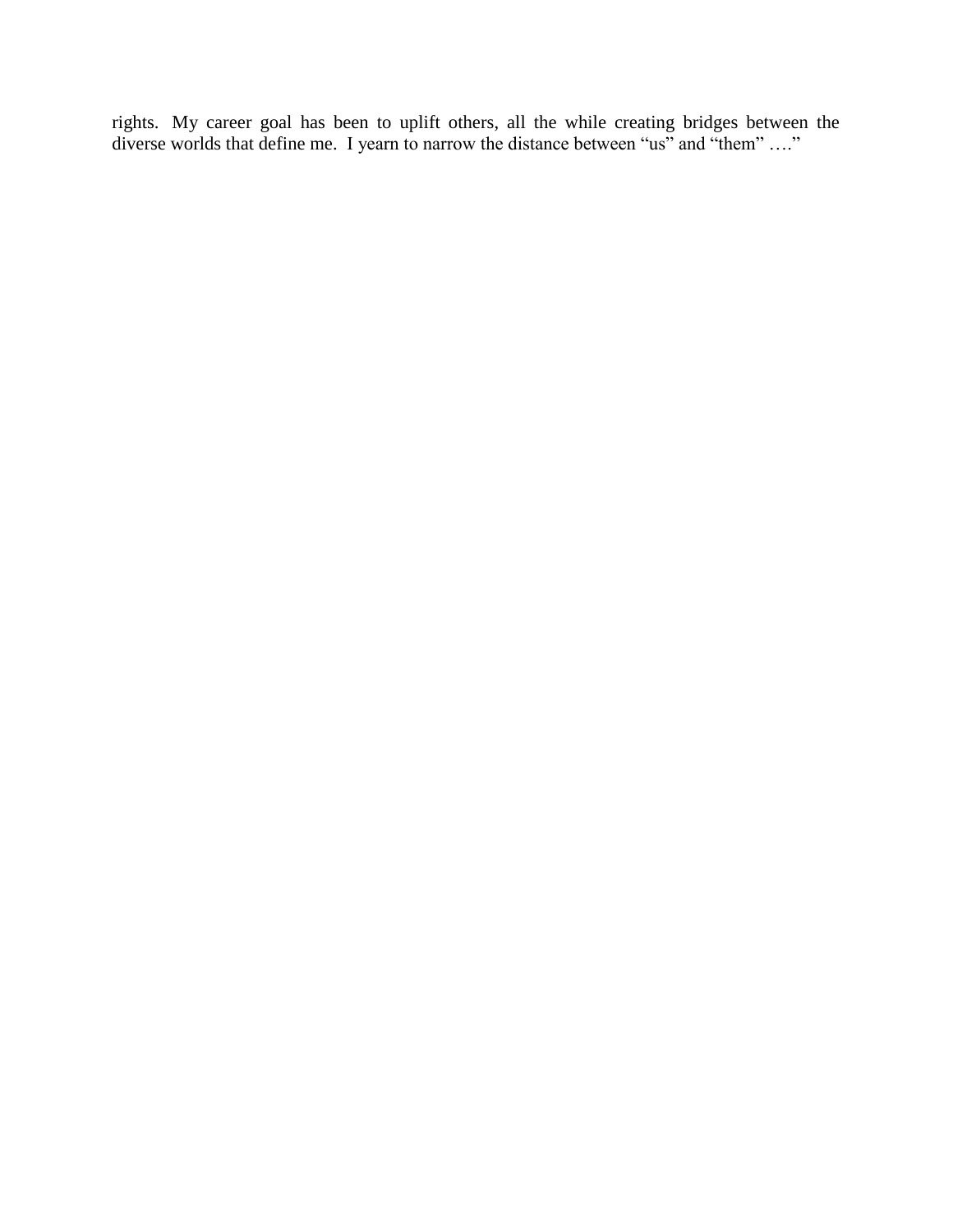rights.  My career goal has been to uplift others, all the while creating bridges between the diverse worlds that define me.  I yearn to narrow the distance between “us” and “them” ….”